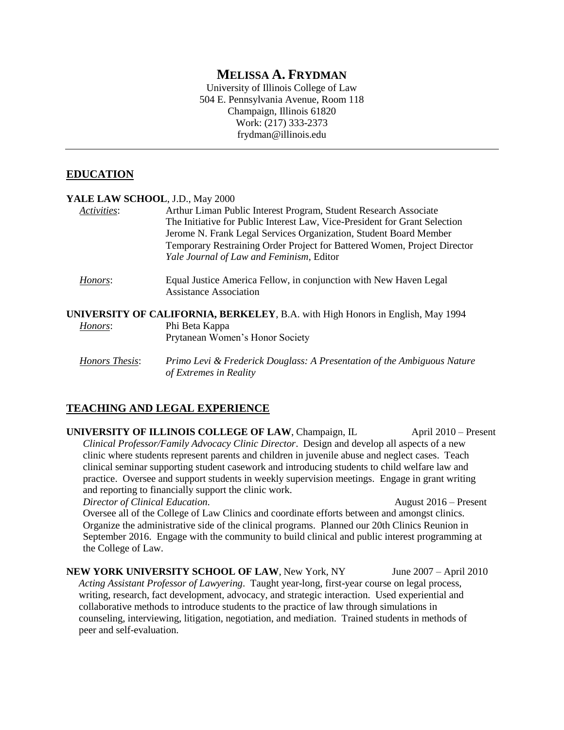# MELISSA A. FRYDMAN

University of Illinois College of Law
504 E. Pennsylvania Avenue, Room 118
Champaign, Illinois 61820
Work: (217) 333-2373
frydman@illinois.edu

---

## EDUCATION

**YALE LAW SCHOOL**, J.D., May 2000

*Activities*:
- Arthur Liman Public Interest Program, Student Research Associate
- The Initiative for Public Interest Law, Vice-President for Grant Selection
- Jerome N. Frank Legal Services Organization, Student Board Member
- Temporary Restraining Order Project for Battered Women, Project Director
- *Yale Journal of Law and Feminism*, Editor

*Honors*:
- Equal Justice America Fellow, in conjunction with New Haven Legal Assistance Association

**UNIVERSITY OF CALIFORNIA, BERKELEY**, B.A. with High Honors in English, May 1994

*Honors*:
- Phi Beta Kappa
- Prytanean Women's Honor Society

*Honors Thesis*: *Primo Levi & Frederick Douglass: A Presentation of the Ambiguous Nature of Extremes in Reality*

## TEACHING AND LEGAL EXPERIENCE

**UNIVERSITY OF ILLINOIS COLLEGE OF LAW**, Champaign, IL — April 2010 – Present

*Clinical Professor/Family Advocacy Clinic Director*. Design and develop all aspects of a new clinic where students represent parents and children in juvenile abuse and neglect cases. Teach clinical seminar supporting student casework and introducing students to child welfare law and practice. Oversee and support students in weekly supervision meetings. Engage in grant writing and reporting to financially support the clinic work.

*Director of Clinical Education*. — August 2016 – Present

Oversee all of the College of Law Clinics and coordinate efforts between and amongst clinics. Organize the administrative side of the clinical programs. Planned our 20th Clinics Reunion in September 2016. Engage with the community to build clinical and public interest programming at the College of Law.

**NEW YORK UNIVERSITY SCHOOL OF LAW**, New York, NY — June 2007 – April 2010

*Acting Assistant Professor of Lawyering*. Taught year-long, first-year course on legal process, writing, research, fact development, advocacy, and strategic interaction. Used experiential and collaborative methods to introduce students to the practice of law through simulations in counseling, interviewing, litigation, negotiation, and mediation. Trained students in methods of peer and self-evaluation.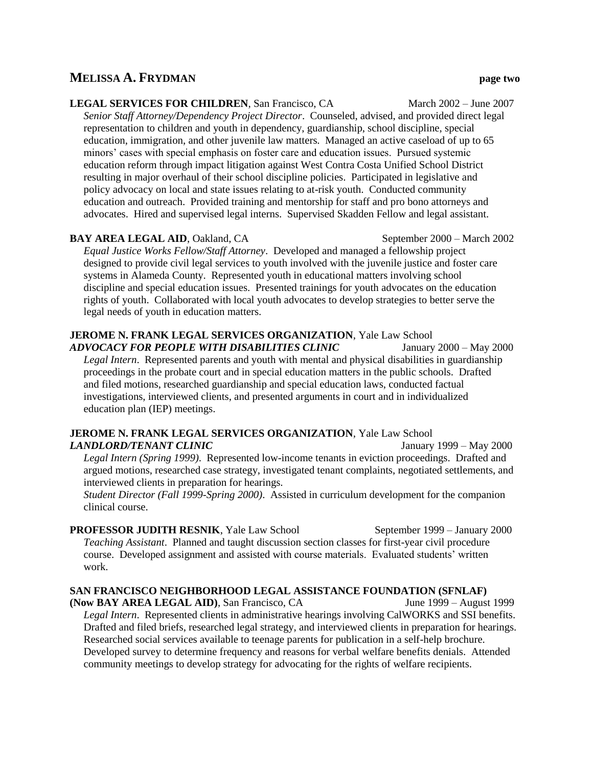**LEGAL SERVICES FOR CHILDREN**, San Francisco, CA March 2002 – June 2007

*Senior Staff Attorney/Dependency Project Director*. Counseled, advised, and provided direct legal representation to children and youth in dependency, guardianship, school discipline, special education, immigration, and other juvenile law matters. Managed an active caseload of up to 65 minors' cases with special emphasis on foster care and education issues. Pursued systemic education reform through impact litigation against West Contra Costa Unified School District resulting in major overhaul of their school discipline policies. Participated in legislative and policy advocacy on local and state issues relating to at-risk youth. Conducted community education and outreach. Provided training and mentorship for staff and pro bono attorneys and advocates. Hired and supervised legal interns. Supervised Skadden Fellow and legal assistant.

**BAY AREA LEGAL AID**, Oakland, CA September 2000 – March 2002

*Equal Justice Works Fellow/Staff Attorney*. Developed and managed a fellowship project designed to provide civil legal services to youth involved with the juvenile justice and foster care systems in Alameda County. Represented youth in educational matters involving school discipline and special education issues. Presented trainings for youth advocates on the education rights of youth. Collaborated with local youth advocates to develop strategies to better serve the legal needs of youth in education matters.

**JEROME N. FRANK LEGAL SERVICES ORGANIZATION**, Yale Law School
***ADVOCACY FOR PEOPLE WITH DISABILITIES CLINIC*** January 2000 – May 2000

*Legal Intern*. Represented parents and youth with mental and physical disabilities in guardianship proceedings in the probate court and in special education matters in the public schools. Drafted and filed motions, researched guardianship and special education laws, conducted factual investigations, interviewed clients, and presented arguments in court and in individualized education plan (IEP) meetings.

**JEROME N. FRANK LEGAL SERVICES ORGANIZATION**, Yale Law School
***LANDLORD/TENANT CLINIC*** January 1999 – May 2000

*Legal Intern (Spring 1999)*. Represented low-income tenants in eviction proceedings. Drafted and argued motions, researched case strategy, investigated tenant complaints, negotiated settlements, and interviewed clients in preparation for hearings.

*Student Director (Fall 1999-Spring 2000)*. Assisted in curriculum development for the companion clinical course.

**PROFESSOR JUDITH RESNIK**, Yale Law School September 1999 – January 2000

*Teaching Assistant*. Planned and taught discussion section classes for first-year civil procedure course. Developed assignment and assisted with course materials. Evaluated students' written work.

**SAN FRANCISCO NEIGHBORHOOD LEGAL ASSISTANCE FOUNDATION (SFNLAF)**
**(Now BAY AREA LEGAL AID)**, San Francisco, CA June 1999 – August 1999

*Legal Intern*. Represented clients in administrative hearings involving CalWORKS and SSI benefits. Drafted and filed briefs, researched legal strategy, and interviewed clients in preparation for hearings. Researched social services available to teenage parents for publication in a self-help brochure. Developed survey to determine frequency and reasons for verbal welfare benefits denials. Attended community meetings to develop strategy for advocating for the rights of welfare recipients.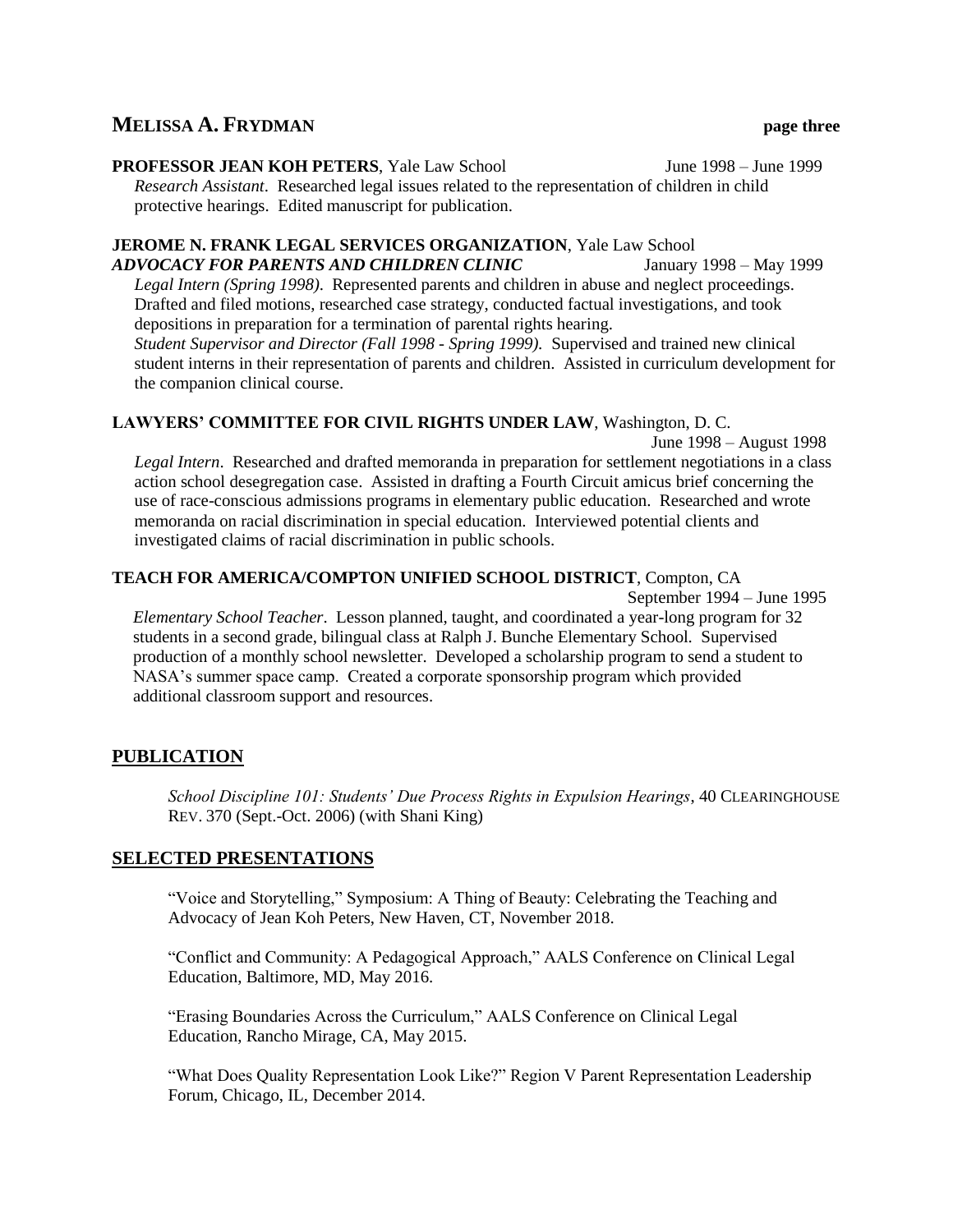**PROFESSOR JEAN KOH PETERS**, Yale Law School — June 1998 – June 1999

*Research Assistant*. Researched legal issues related to the representation of children in child protective hearings. Edited manuscript for publication.

**JEROME N. FRANK LEGAL SERVICES ORGANIZATION**, Yale Law School
***ADVOCACY FOR PARENTS AND CHILDREN CLINIC*** — January 1998 – May 1999

*Legal Intern (Spring 1998)*. Represented parents and children in abuse and neglect proceedings. Drafted and filed motions, researched case strategy, conducted factual investigations, and took depositions in preparation for a termination of parental rights hearing.

*Student Supervisor and Director (Fall 1998 - Spring 1999)*. Supervised and trained new clinical student interns in their representation of parents and children. Assisted in curriculum development for the companion clinical course.

**LAWYERS' COMMITTEE FOR CIVIL RIGHTS UNDER LAW**, Washington, D. C.
June 1998 – August 1998

*Legal Intern*. Researched and drafted memoranda in preparation for settlement negotiations in a class action school desegregation case. Assisted in drafting a Fourth Circuit amicus brief concerning the use of race-conscious admissions programs in elementary public education. Researched and wrote memoranda on racial discrimination in special education. Interviewed potential clients and investigated claims of racial discrimination in public schools.

**TEACH FOR AMERICA/COMPTON UNIFIED SCHOOL DISTRICT**, Compton, CA
September 1994 – June 1995

*Elementary School Teacher*. Lesson planned, taught, and coordinated a year-long program for 32 students in a second grade, bilingual class at Ralph J. Bunche Elementary School. Supervised production of a monthly school newsletter. Developed a scholarship program to send a student to NASA's summer space camp. Created a corporate sponsorship program which provided additional classroom support and resources.

## PUBLICATION

*School Discipline 101: Students' Due Process Rights in Expulsion Hearings*, 40 CLEARINGHOUSE REV. 370 (Sept.-Oct. 2006) (with Shani King)

## SELECTED PRESENTATIONS

"Voice and Storytelling," Symposium: A Thing of Beauty: Celebrating the Teaching and Advocacy of Jean Koh Peters, New Haven, CT, November 2018.

"Conflict and Community: A Pedagogical Approach," AALS Conference on Clinical Legal Education, Baltimore, MD, May 2016.

"Erasing Boundaries Across the Curriculum," AALS Conference on Clinical Legal Education, Rancho Mirage, CA, May 2015.

"What Does Quality Representation Look Like?" Region V Parent Representation Leadership Forum, Chicago, IL, December 2014.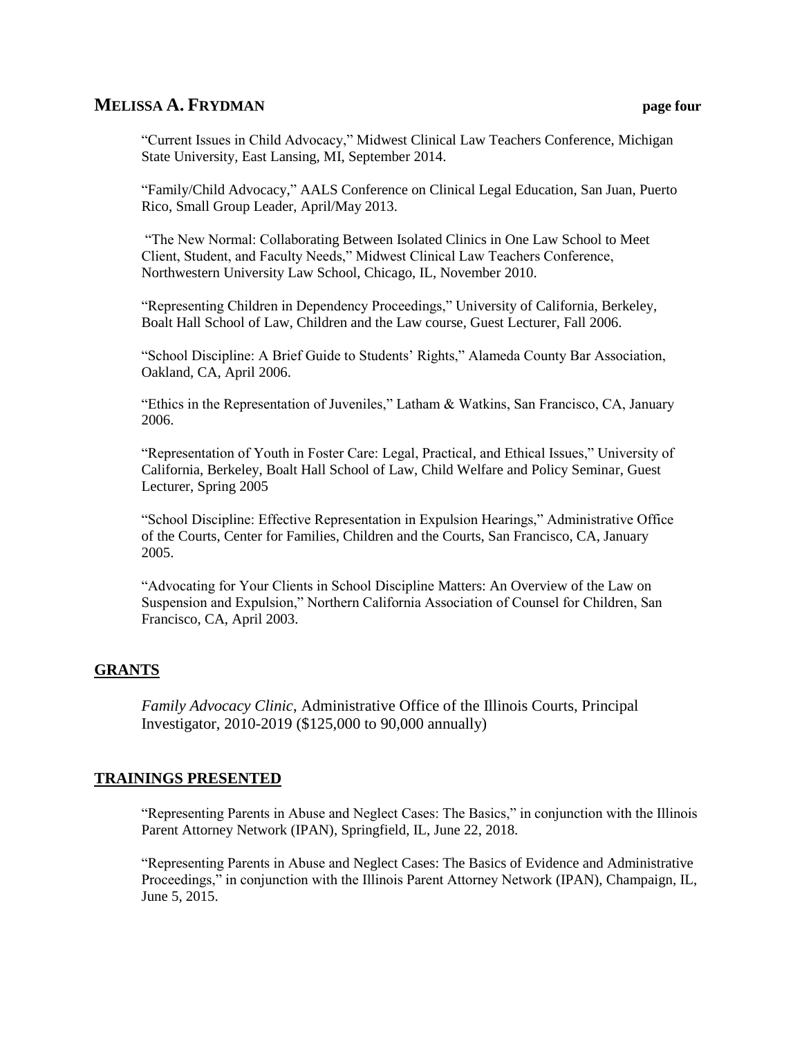"Current Issues in Child Advocacy," Midwest Clinical Law Teachers Conference, Michigan State University, East Lansing, MI, September 2014.

"Family/Child Advocacy," AALS Conference on Clinical Legal Education, San Juan, Puerto Rico, Small Group Leader, April/May 2013.

"The New Normal: Collaborating Between Isolated Clinics in One Law School to Meet Client, Student, and Faculty Needs," Midwest Clinical Law Teachers Conference, Northwestern University Law School, Chicago, IL, November 2010.

"Representing Children in Dependency Proceedings," University of California, Berkeley, Boalt Hall School of Law, Children and the Law course, Guest Lecturer, Fall 2006.

"School Discipline: A Brief Guide to Students' Rights," Alameda County Bar Association, Oakland, CA, April 2006.

"Ethics in the Representation of Juveniles," Latham & Watkins, San Francisco, CA, January 2006.

"Representation of Youth in Foster Care: Legal, Practical, and Ethical Issues," University of California, Berkeley, Boalt Hall School of Law, Child Welfare and Policy Seminar, Guest Lecturer, Spring 2005

"School Discipline: Effective Representation in Expulsion Hearings," Administrative Office of the Courts, Center for Families, Children and the Courts, San Francisco, CA, January 2005.

"Advocating for Your Clients in School Discipline Matters: An Overview of the Law on Suspension and Expulsion," Northern California Association of Counsel for Children, San Francisco, CA, April 2003.

## GRANTS

*Family Advocacy Clinic*, Administrative Office of the Illinois Courts, Principal Investigator, 2010-2019 ($125,000 to 90,000 annually)

## TRAININGS PRESENTED

"Representing Parents in Abuse and Neglect Cases: The Basics," in conjunction with the Illinois Parent Attorney Network (IPAN), Springfield, IL, June 22, 2018.

"Representing Parents in Abuse and Neglect Cases: The Basics of Evidence and Administrative Proceedings," in conjunction with the Illinois Parent Attorney Network (IPAN), Champaign, IL, June 5, 2015.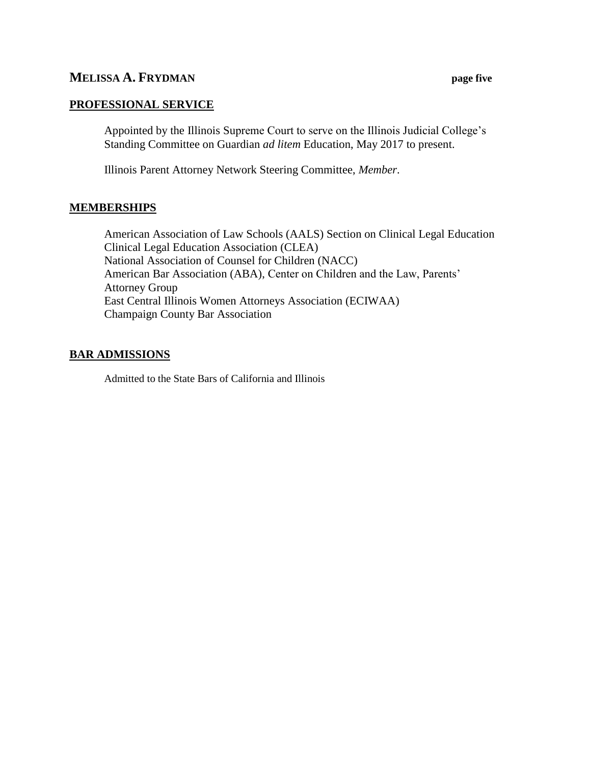## PROFESSIONAL SERVICE

Appointed by the Illinois Supreme Court to serve on the Illinois Judicial College's Standing Committee on Guardian *ad litem* Education, May 2017 to present.

Illinois Parent Attorney Network Steering Committee, *Member*.

## MEMBERSHIPS

American Association of Law Schools (AALS) Section on Clinical Legal Education
Clinical Legal Education Association (CLEA)
National Association of Counsel for Children (NACC)
American Bar Association (ABA), Center on Children and the Law, Parents' Attorney Group
East Central Illinois Women Attorneys Association (ECIWAA)
Champaign County Bar Association

## BAR ADMISSIONS

Admitted to the State Bars of California and Illinois